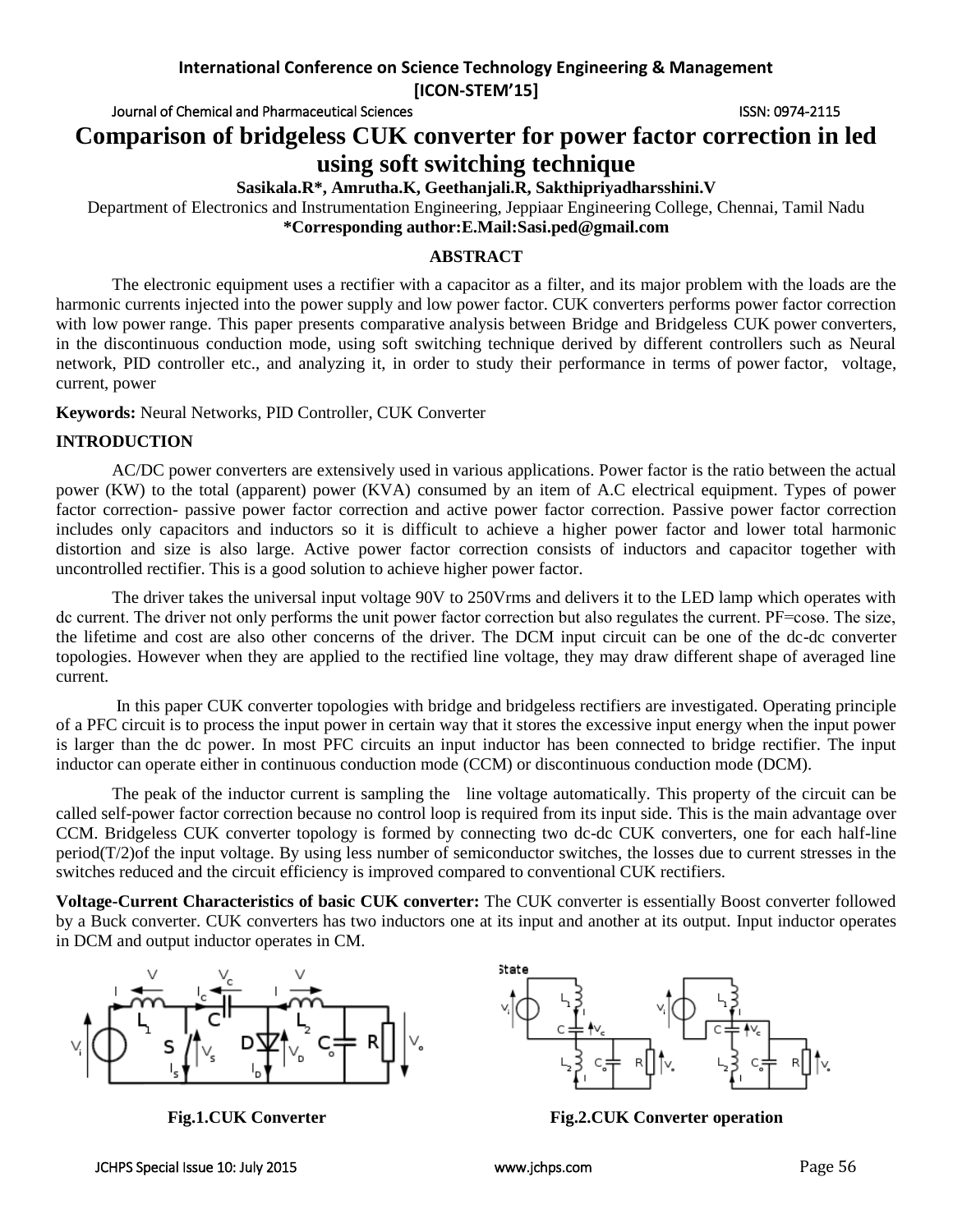International Conference on Science Technology Engineering & Management [ICON-STEM'15]

Journal of Chemical and Pharmaceutical Sciences ISSN: 0974-2115

# Comparison of bridgeless CUK converter for power factor correction in led using soft switching technique

**Sasikala.R*, Amrutha.K, Geethanjali.R, Sakthipriyadharsshini.V**

Department of Electronics and Instrumentation Engineering, Jeppiaar Engineering College, Chennai, Tamil Nadu

***Corresponding author:E.Mail:Sasi.ped@gmail.com**

## ABSTRACT

The electronic equipment uses a rectifier with a capacitor as a filter, and its major problem with the loads are the harmonic currents injected into the power supply and low power factor. CUK converters performs power factor correction with low power range. This paper presents comparative analysis between Bridge and Bridgeless CUK power converters, in the discontinuous conduction mode, using soft switching technique derived by different controllers such as Neural network, PID controller etc., and analyzing it, in order to study their performance in terms of power factor, voltage, current, power

**Keywords:** Neural Networks, PID Controller, CUK Converter

## INTRODUCTION

AC/DC power converters are extensively used in various applications. Power factor is the ratio between the actual power (KW) to the total (apparent) power (KVA) consumed by an item of A.C electrical equipment. Types of power factor correction- passive power factor correction and active power factor correction. Passive power factor correction includes only capacitors and inductors so it is difficult to achieve a higher power factor and lower total harmonic distortion and size is also large. Active power factor correction consists of inductors and capacitor together with uncontrolled rectifier. This is a good solution to achieve higher power factor.

The driver takes the universal input voltage 90V to 250Vrms and delivers it to the LED lamp which operates with dc current. The driver not only performs the unit power factor correction but also regulates the current. PF=cosɵ. The size, the lifetime and cost are also other concerns of the driver. The DCM input circuit can be one of the dc-dc converter topologies. However when they are applied to the rectified line voltage, they may draw different shape of averaged line current.

In this paper CUK converter topologies with bridge and bridgeless rectifiers are investigated. Operating principle of a PFC circuit is to process the input power in certain way that it stores the excessive input energy when the input power is larger than the dc power. In most PFC circuits an input inductor has been connected to bridge rectifier. The input inductor can operate either in continuous conduction mode (CCM) or discontinuous conduction mode (DCM).

The peak of the inductor current is sampling the line voltage automatically. This property of the circuit can be called self-power factor correction because no control loop is required from its input side. This is the main advantage over CCM. Bridgeless CUK converter topology is formed by connecting two dc-dc CUK converters, one for each half-line period(T/2)of the input voltage. By using less number of semiconductor switches, the losses due to current stresses in the switches reduced and the circuit efficiency is improved compared to conventional CUK rectifiers.

**Voltage-Current Characteristics of basic CUK converter:** The CUK converter is essentially Boost converter followed by a Buck converter. CUK converters has two inductors one at its input and another at its output. Input inductor operates in DCM and output inductor operates in CM.

**Fig.1.CUK Converter**

**Fig.2.CUK Converter operation**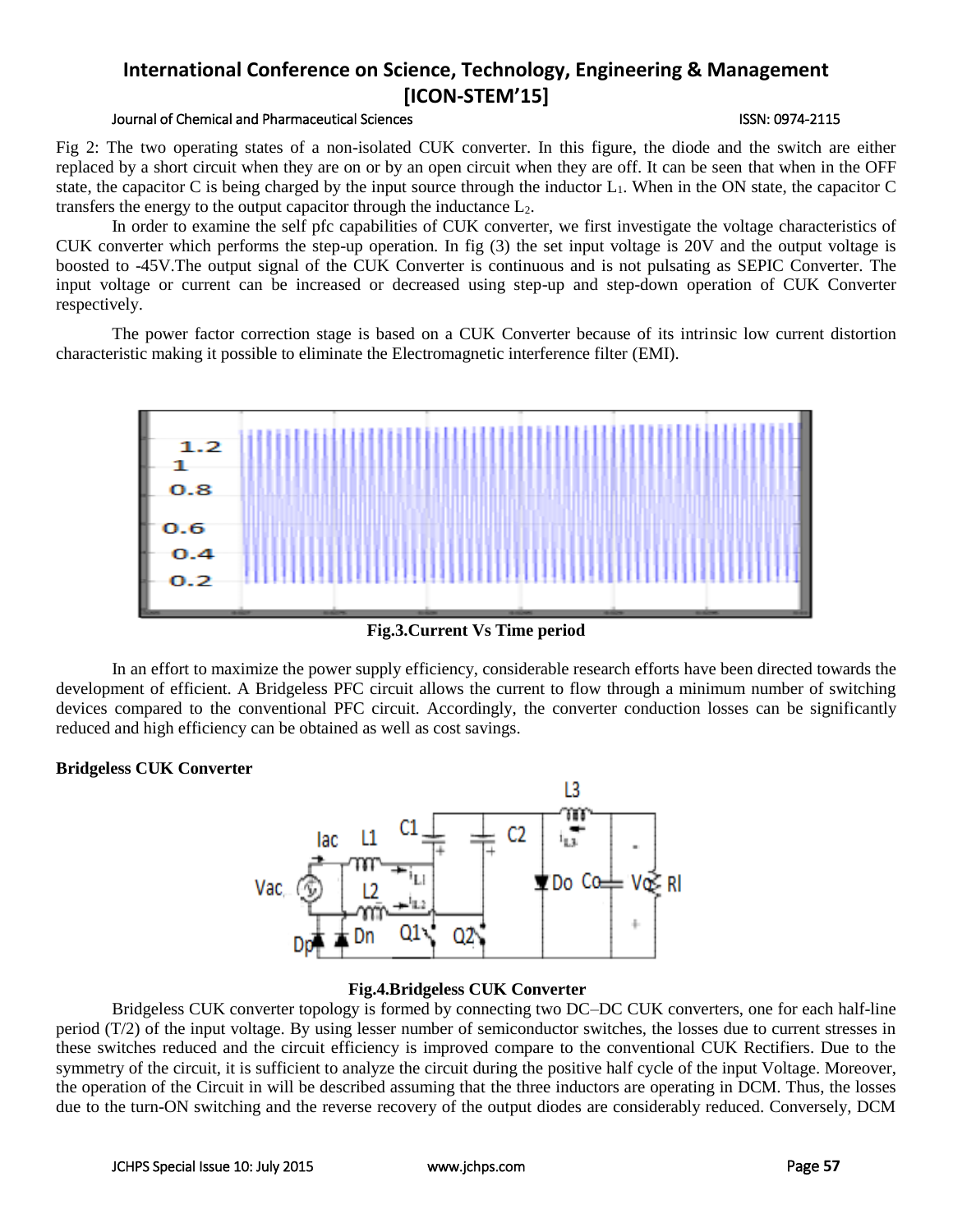Fig 2: The two operating states of a non-isolated CUK converter. In this figure, the diode and the switch are either replaced by a short circuit when they are on or by an open circuit when they are off. It can be seen that when in the OFF state, the capacitor C is being charged by the input source through the inductor $L_1$. When in the ON state, the capacitor C transfers the energy to the output capacitor through the inductance $L_2$.

In order to examine the self pfc capabilities of CUK converter, we first investigate the voltage characteristics of CUK converter which performs the step-up operation. In fig (3) the set input voltage is 20V and the output voltage is boosted to -45V.The output signal of the CUK Converter is continuous and is not pulsating as SEPIC Converter. The input voltage or current can be increased or decreased using step-up and step-down operation of CUK Converter respectively.

The power factor correction stage is based on a CUK Converter because of its intrinsic low current distortion characteristic making it possible to eliminate the Electromagnetic interference filter (EMI).

**Fig.3.Current Vs Time period**

In an effort to maximize the power supply efficiency, considerable research efforts have been directed towards the development of efficient. A Bridgeless PFC circuit allows the current to flow through a minimum number of switching devices compared to the conventional PFC circuit. Accordingly, the converter conduction losses can be significantly reduced and high efficiency can be obtained as well as cost savings.

**Bridgeless CUK Converter**

**Fig.4.Bridgeless CUK Converter**

Bridgeless CUK converter topology is formed by connecting two DC–DC CUK converters, one for each half-line period (T/2) of the input voltage. By using lesser number of semiconductor switches, the losses due to current stresses in these switches reduced and the circuit efficiency is improved compare to the conventional CUK Rectifiers. Due to the symmetry of the circuit, it is sufficient to analyze the circuit during the positive half cycle of the input Voltage. Moreover, the operation of the Circuit in will be described assuming that the three inductors are operating in DCM. Thus, the losses due to the turn-ON switching and the reverse recovery of the output diodes are considerably reduced. Conversely, DCM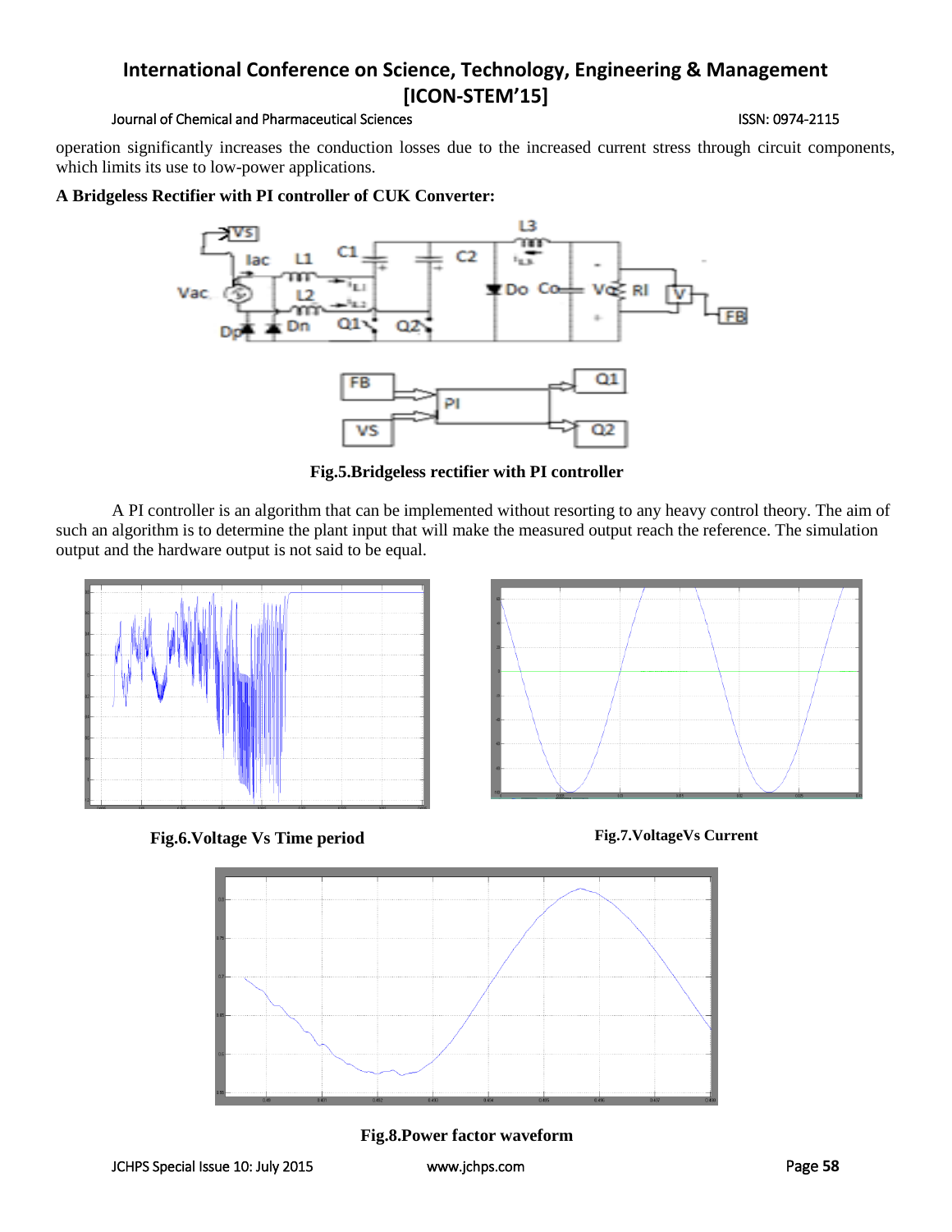operation significantly increases the conduction losses due to the increased current stress through circuit components, which limits its use to low-power applications.

**A Bridgeless Rectifier with PI controller of CUK Converter:**

**Fig.5.Bridgeless rectifier with PI controller**

A PI controller is an algorithm that can be implemented without resorting to any heavy control theory. The aim of such an algorithm is to determine the plant input that will make the measured output reach the reference. The simulation output and the hardware output is not said to be equal.

**Fig.6.Voltage Vs Time period**

**Fig.7.VoltageVs Current**

**Fig.8.Power factor waveform**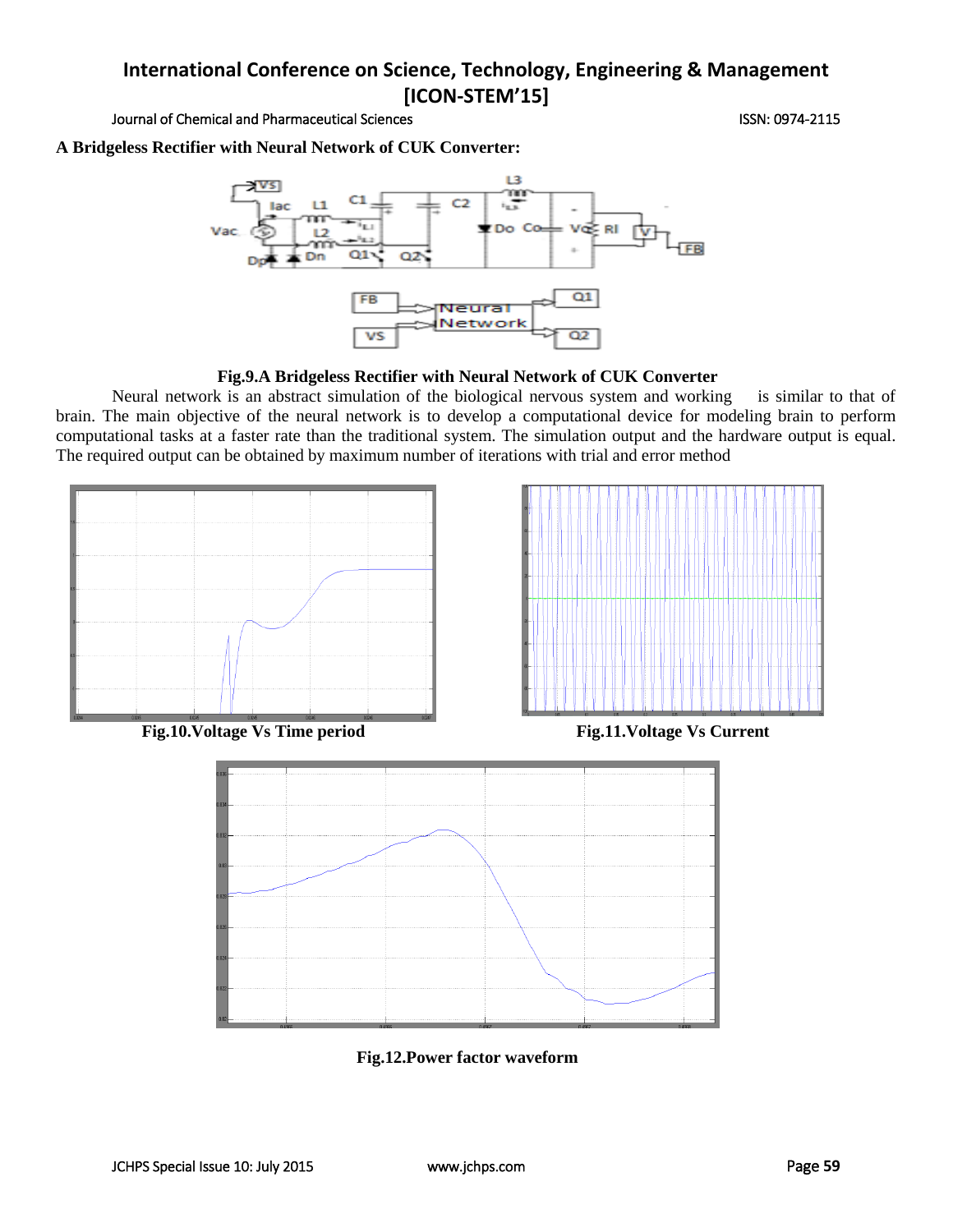**A Bridgeless Rectifier with Neural Network of CUK Converter:**

**Fig.9.A Bridgeless Rectifier with Neural Network of CUK Converter**

Neural network is an abstract simulation of the biological nervous system and working is similar to that of brain. The main objective of the neural network is to develop a computational device for modeling brain to perform computational tasks at a faster rate than the traditional system. The simulation output and the hardware output is equal. The required output can be obtained by maximum number of iterations with trial and error method

**Fig.10.Voltage Vs Time period**

**Fig.11.Voltage Vs Current**

**Fig.12.Power factor waveform**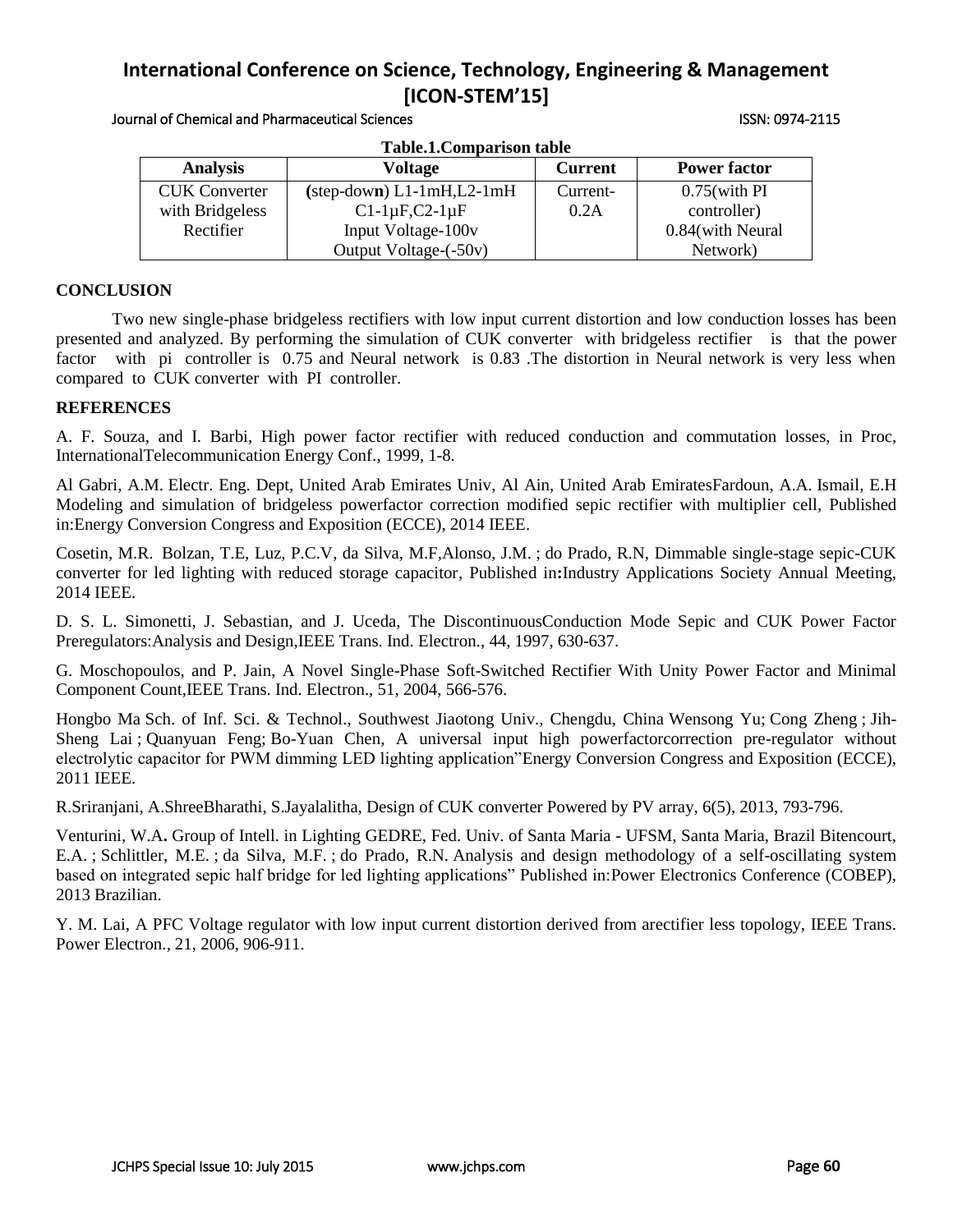**Table.1.Comparison table**

| Analysis | Voltage | Current | Power factor |
|---|---|---|---|
| CUK Converter with Bridgeless Rectifier | (step-down) L1-1mH,L2-1mH C1-1µF,C2-1µF Input Voltage-100v Output Voltage-(-50v) | Current-0.2A | 0.75(with PI controller) 0.84(with Neural Network) |

## CONCLUSION

Two new single-phase bridgeless rectifiers with low input current distortion and low conduction losses has been presented and analyzed. By performing the simulation of CUK converter with bridgeless rectifier is that the power factor with pi controller is 0.75 and Neural network is 0.83 .The distortion in Neural network is very less when compared to CUK converter with PI controller.

## REFERENCES

A. F. Souza, and I. Barbi, High power factor rectifier with reduced conduction and commutation losses, in Proc, InternationalTelecommunication Energy Conf., 1999, 1-8.

Al Gabri, A.M. Electr. Eng. Dept, United Arab Emirates Univ, Al Ain, United Arab EmiratesFardoun, A.A. Ismail, E.H Modeling and simulation of bridgeless powerfactor correction modified sepic rectifier with multiplier cell, Published in:Energy Conversion Congress and Exposition (ECCE), 2014 IEEE.

Cosetin, M.R. Bolzan, T.E, Luz, P.C.V, da Silva, M.F,Alonso, J.M. ; do Prado, R.N, Dimmable single-stage sepic-CUK converter for led lighting with reduced storage capacitor, Published in:Industry Applications Society Annual Meeting, 2014 IEEE.

D. S. L. Simonetti, J. Sebastian, and J. Uceda, The DiscontinuousConduction Mode Sepic and CUK Power Factor Preregulators:Analysis and Design,IEEE Trans. Ind. Electron., 44, 1997, 630-637.

G. Moschopoulos, and P. Jain, A Novel Single-Phase Soft-Switched Rectifier With Unity Power Factor and Minimal Component Count,IEEE Trans. Ind. Electron., 51, 2004, 566-576.

Hongbo Ma Sch. of Inf. Sci. & Technol., Southwest Jiaotong Univ., Chengdu, China Wensong Yu; Cong Zheng ; Jih-Sheng Lai ; Quanyuan Feng; Bo-Yuan Chen, A universal input high powerfactorcorrection pre-regulator without electrolytic capacitor for PWM dimming LED lighting application"Energy Conversion Congress and Exposition (ECCE), 2011 IEEE.

R.Sriranjani, A.ShreeBharathi, S.Jayalalitha, Design of CUK converter Powered by PV array, 6(5), 2013, 793-796.

Venturini, W.A. Group of Intell. in Lighting GEDRE, Fed. Univ. of Santa Maria - UFSM, Santa Maria, Brazil Bitencourt, E.A. ; Schlittler, M.E. ; da Silva, M.F. ; do Prado, R.N. Analysis and design methodology of a self-oscillating system based on integrated sepic half bridge for led lighting applications" Published in:Power Electronics Conference (COBEP), 2013 Brazilian.

Y. M. Lai, A PFC Voltage regulator with low input current distortion derived from arectifier less topology, IEEE Trans. Power Electron., 21, 2006, 906-911.